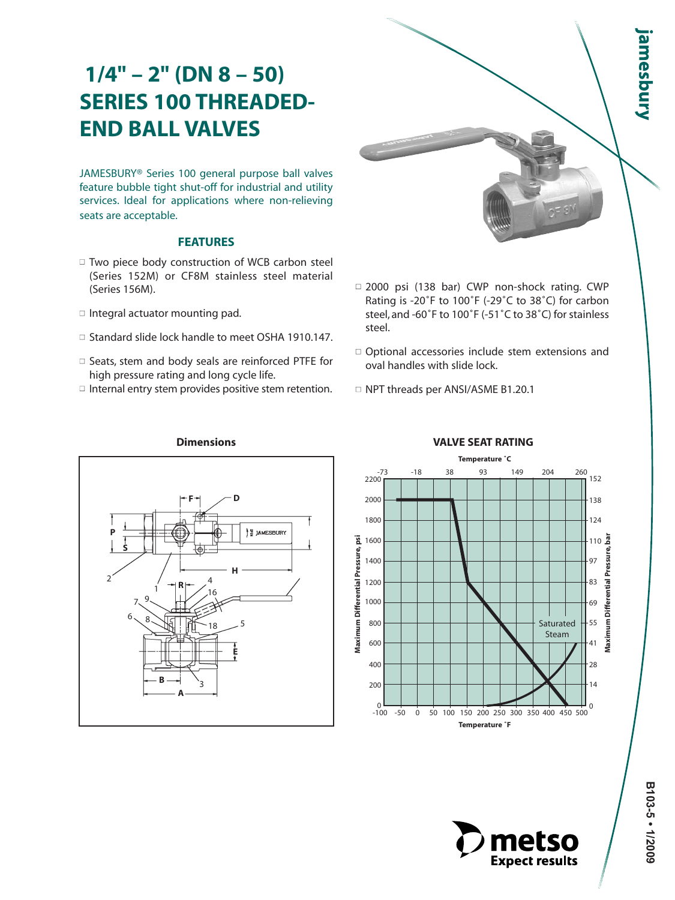# 1/4" – 2" (DN 8 – 50) SERIES 100 THREADED-END BALL VALVES

JAMESBURY® Series 100 general purpose ball valves feature bubble tight shut-off for industrial and utility services. Ideal for applications where non-relieving seats are acceptable.

## FEATURES

- Two piece body construction of WCB carbon steel (Series 152M) or CF8M stainless steel material (Series 156M).
- Integral actuator mounting pad.
- Standard slide lock handle to meet OSHA 1910.147.
- Seats, stem and body seals are reinforced PTFE for high pressure rating and long cycle life.
- Internal entry stem provides positive stem retention.
- 2000 psi (138 bar) CWP non-shock rating. CWP Rating is -20˚F to 100˚F (-29˚C to 38˚C) for carbon steel, and -60˚F to 100˚F (-51˚C to 38˚C) for stainless steel.
- Optional accessories include stem extensions and oval handles with slide lock.
- NPT threads per ANSI/ASME B1.20.1

### Dimensions

### VALVE SEAT RATING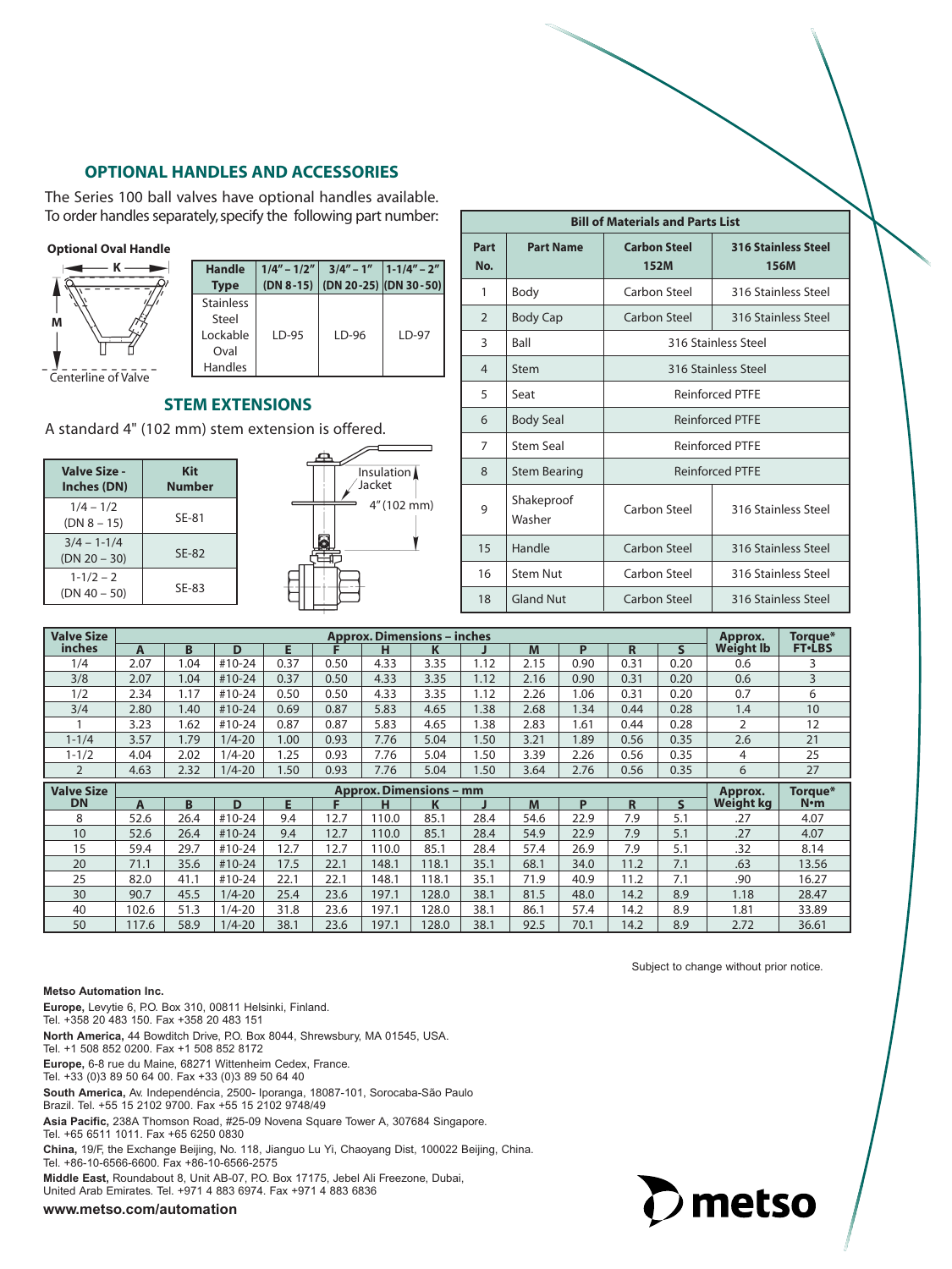## OPTIONAL HANDLES AND ACCESSORIES

The Series 100 ball valves have optional handles available. To order handles separately, specify the following part number:

**Optional Oval Handle**

K

M

Centerline of Valve

| Handle Type | 1/4" – 1/2" (DN 8-15) | 3/4" – 1" (DN 20-25) | 1-1/4" – 2" (DN 30-50) |
|---|---|---|---|
| Stainless Steel Lockable Oval Handles | LD-95 | LD-96 | LD-97 |

## STEM EXTENSIONS

A standard 4" (102 mm) stem extension is offered.

| Valve Size - Inches (DN) | Kit Number |
|---|---|
| 1/4 – 1/2 (DN 8 – 15) | SE-81 |
| 3/4 – 1-1/4 (DN 20 – 30) | SE-82 |
| 1-1/2 – 2 (DN 40 – 50) | SE-83 |

Insulation Jacket

4" (102 mm)

| Bill of Materials and Parts List | | | |
|---|---|---|---|
| Part No. | Part Name | Carbon Steel 152M | 316 Stainless Steel 156M |
| 1 | Body | Carbon Steel | 316 Stainless Steel |
| 2 | Body Cap | Carbon Steel | 316 Stainless Steel |
| 3 | Ball | 316 Stainless Steel | |
| 4 | Stem | 316 Stainless Steel | |
| 5 | Seat | Reinforced PTFE | |
| 6 | Body Seal | Reinforced PTFE | |
| 7 | Stem Seal | Reinforced PTFE | |
| 8 | Stem Bearing | Reinforced PTFE | |
| 9 | Shakeproof Washer | Carbon Steel | 316 Stainless Steel |
| 15 | Handle | Carbon Steel | 316 Stainless Steel |
| 16 | Stem Nut | Carbon Steel | 316 Stainless Steel |
| 18 | Gland Nut | Carbon Steel | 316 Stainless Steel |

| Valve Size inches | Approx. Dimensions – inches | | | | | | | | | | | | Approx. Weight lb | Torque* FT•LBS |
|---|---|---|---|---|---|---|---|---|---|---|---|---|---|---|
| | A | B | D | E | F | H | K | J | M | P | R | S | | |
| 1/4 | 2.07 | 1.04 | #10-24 | 0.37 | 0.50 | 4.33 | 3.35 | 1.12 | 2.15 | 0.90 | 0.31 | 0.20 | 0.6 | 3 |
| 3/8 | 2.07 | 1.04 | #10-24 | 0.37 | 0.50 | 4.33 | 3.35 | 1.12 | 2.16 | 0.90 | 0.31 | 0.20 | 0.6 | 3 |
| 1/2 | 2.34 | 1.17 | #10-24 | 0.50 | 0.50 | 4.33 | 3.35 | 1.12 | 2.26 | 1.06 | 0.31 | 0.20 | 0.7 | 6 |
| 3/4 | 2.80 | 1.40 | #10-24 | 0.69 | 0.87 | 5.83 | 4.65 | 1.38 | 2.68 | 1.34 | 0.44 | 0.28 | 1.4 | 10 |
| 1 | 3.23 | 1.62 | #10-24 | 0.87 | 0.87 | 5.83 | 4.65 | 1.38 | 2.83 | 1.61 | 0.44 | 0.28 | 2 | 12 |
| 1-1/4 | 3.57 | 1.79 | 1/4-20 | 1.00 | 0.93 | 7.76 | 5.04 | 1.50 | 3.21 | 1.89 | 0.56 | 0.35 | 2.6 | 21 |
| 1-1/2 | 4.04 | 2.02 | 1/4-20 | 1.25 | 0.93 | 7.76 | 5.04 | 1.50 | 3.39 | 2.26 | 0.56 | 0.35 | 4 | 25 |
| 2 | 4.63 | 2.32 | 1/4-20 | 1.50 | 0.93 | 7.76 | 5.04 | 1.50 | 3.64 | 2.76 | 0.56 | 0.35 | 6 | 27 |

| Valve Size DN | Approx. Dimensions – mm | | | | | | | | | | | | Approx. Weight kg | Torque* N•m |
|---|---|---|---|---|---|---|---|---|---|---|---|---|---|---|
| | A | B | D | E | F | H | K | J | M | P | R | S | | |
| 8 | 52.6 | 26.4 | #10-24 | 9.4 | 12.7 | 110.0 | 85.1 | 28.4 | 54.6 | 22.9 | 7.9 | 5.1 | .27 | 4.07 |
| 10 | 52.6 | 26.4 | #10-24 | 9.4 | 12.7 | 110.0 | 85.1 | 28.4 | 54.9 | 22.9 | 7.9 | 5.1 | .27 | 4.07 |
| 15 | 59.4 | 29.7 | #10-24 | 12.7 | 12.7 | 110.0 | 85.1 | 28.4 | 57.4 | 26.9 | 7.9 | 5.1 | .32 | 8.14 |
| 20 | 71.1 | 35.6 | #10-24 | 17.5 | 22.1 | 148.1 | 118.1 | 35.1 | 68.1 | 34.0 | 11.2 | 7.1 | .63 | 13.56 |
| 25 | 82.0 | 41.1 | #10-24 | 22.1 | 22.1 | 148.1 | 118.1 | 35.1 | 71.9 | 40.9 | 11.2 | 7.1 | .90 | 16.27 |
| 30 | 90.7 | 45.5 | 1/4-20 | 25.4 | 23.6 | 197.1 | 128.0 | 38.1 | 81.5 | 48.0 | 14.2 | 8.9 | 1.18 | 28.47 |
| 40 | 102.6 | 51.3 | 1/4-20 | 31.8 | 23.6 | 197.1 | 128.0 | 38.1 | 86.1 | 57.4 | 14.2 | 8.9 | 1.81 | 33.89 |
| 50 | 117.6 | 58.9 | 1/4-20 | 38.1 | 23.6 | 197.1 | 128.0 | 38.1 | 92.5 | 70.1 | 14.2 | 8.9 | 2.72 | 36.61 |

Subject to change without prior notice.

**Metso Automation Inc.**

**Europe,** Levytie 6, P.O. Box 310, 00811 Helsinki, Finland.
Tel. +358 20 483 150. Fax +358 20 483 151

**North America,** 44 Bowditch Drive, P.O. Box 8044, Shrewsbury, MA 01545, USA.
Tel. +1 508 852 0200. Fax +1 508 852 8172

**Europe,** 6-8 rue du Maine, 68271 Wittenheim Cedex, France.
Tel. +33 (0)3 89 50 64 00. Fax +33 (0)3 89 50 64 40

**South America,** Av. Independência, 2500- Iporanga, 18087-101, Sorocaba-São Paulo
Brazil. Tel. +55 15 2102 9700. Fax +55 15 2102 9748/49

**Asia Pacific,** 238A Thomson Road, #25-09 Novena Square Tower A, 307684 Singapore.
Tel. +65 6511 1011. Fax +65 6250 0830

**China,** 19/F, the Exchange Beijing, No. 118, Jianguo Lu Yi, Chaoyang Dist, 100022 Beijing, China.
Tel. +86-10-6566-6600. Fax +86-10-6566-2575

**Middle East,** Roundabout 8, Unit AB-07, P.O. Box 17175, Jebel Ali Freezone, Dubai,
United Arab Emirates. Tel. +971 4 883 6974. Fax +971 4 883 6836

**www.metso.com/automation**

metso